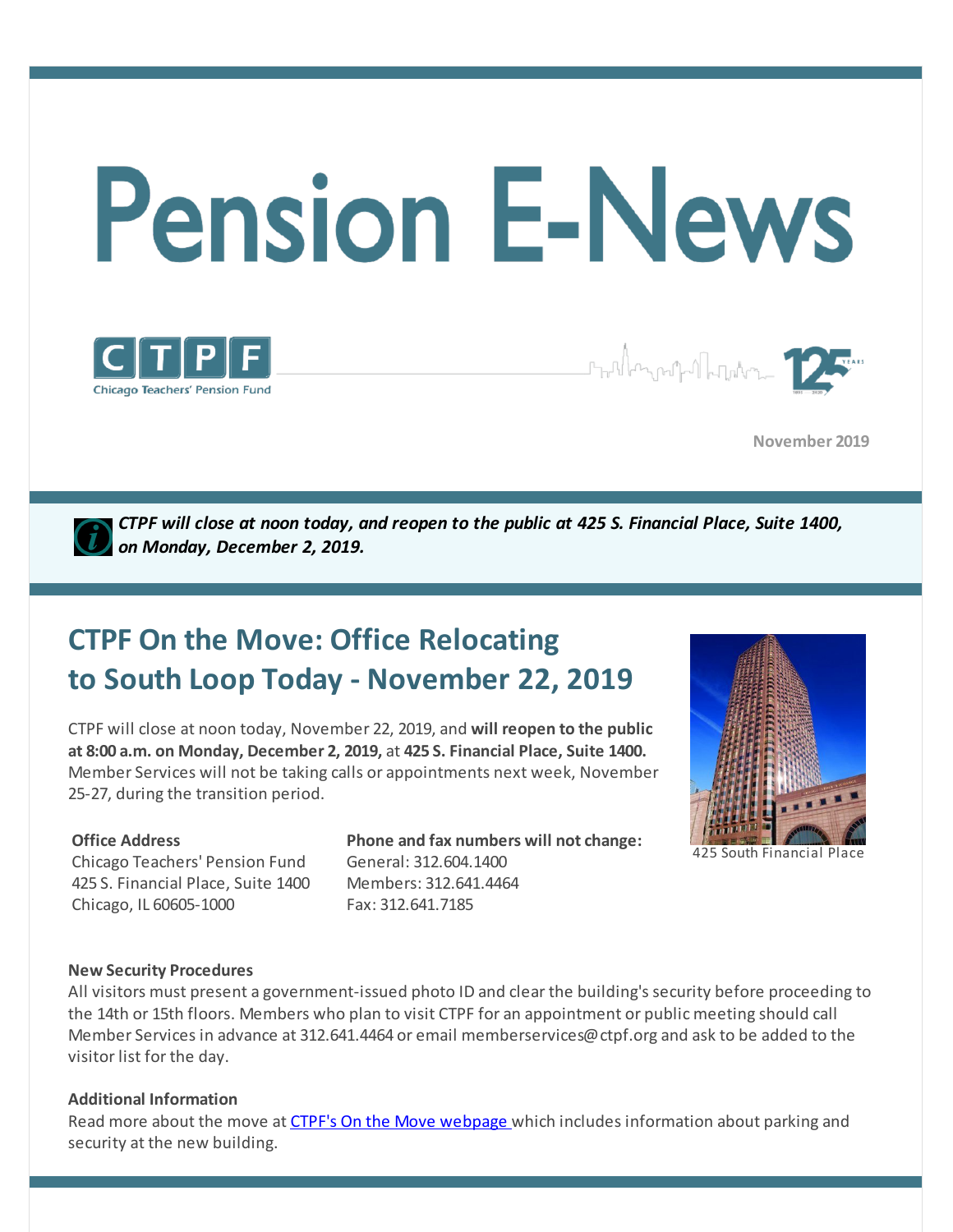# Pension E-News

Chicago Teachers' Pension Fund

November 2019

***CTPF will close at noon today, and reopen to the public at 425 S. Financial Place, Suite 1400, on Monday, December 2, 2019.***

## CTPF On the Move: Office Relocating to South Loop Today - November 22, 2019

CTPF will close at noon today, November 22, 2019, and **will reopen to the public at 8:00 a.m. on Monday, December 2, 2019,** at **425 S. Financial Place, Suite 1400.** Member Services will not be taking calls or appointments next week, November 25-27, during the transition period.

425 South Financial Place

**Office Address**
Chicago Teachers' Pension Fund
425 S. Financial Place, Suite 1400
Chicago, IL 60605-1000

**Phone and fax numbers will not change:**
General: 312.604.1400
Members: 312.641.4464
Fax: 312.641.7185

**New Security Procedures**
All visitors must present a government-issued photo ID and clear the building's security before proceeding to the 14th or 15th floors. Members who plan to visit CTPF for an appointment or public meeting should call Member Services in advance at 312.641.4464 or email memberservices@ctpf.org and ask to be added to the visitor list for the day.

**Additional Information**
Read more about the move at CTPF's On the Move webpage which includes information about parking and security at the new building.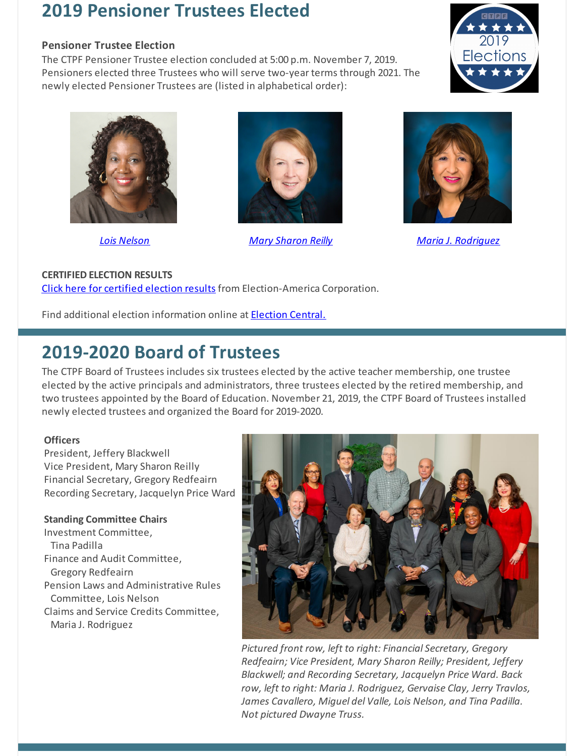# 2019 Pensioner Trustees Elected

### Pensioner Trustee Election

The CTPF Pensioner Trustee election concluded at 5:00 p.m. November 7, 2019. Pensioners elected three Trustees who will serve two-year terms through 2021. The newly elected Pensioner Trustees are (listed in alphabetical order):

*Lois Nelson*

*Mary Sharon Reilly*

*Maria J. Rodriguez*

**CERTIFIED ELECTION RESULTS**

Click here for certified election results from Election-America Corporation.

Find additional election information online at Election Central.

# 2019-2020 Board of Trustees

The CTPF Board of Trustees includes six trustees elected by the active teacher membership, one trustee elected by the active principals and administrators, three trustees elected by the retired membership, and two trustees appointed by the Board of Education. November 21, 2019, the CTPF Board of Trustees installed newly elected trustees and organized the Board for 2019-2020.

**Officers**

President, Jeffery Blackwell
Vice President, Mary Sharon Reilly
Financial Secretary, Gregory Redfeairn
Recording Secretary, Jacquelyn Price Ward

**Standing Committee Chairs**

Investment Committee, Tina Padilla
Finance and Audit Committee, Gregory Redfeairn
Pension Laws and Administrative Rules Committee, Lois Nelson
Claims and Service Credits Committee, Maria J. Rodriguez

*Pictured front row, left to right: Financial Secretary, Gregory Redfeairn; Vice President, Mary Sharon Reilly; President, Jeffery Blackwell; and Recording Secretary, Jacquelyn Price Ward. Back row, left to right: Maria J. Rodriguez, Gervaise Clay, Jerry Travlos, James Cavallero, Miguel del Valle, Lois Nelson, and Tina Padilla. Not pictured Dwayne Truss.*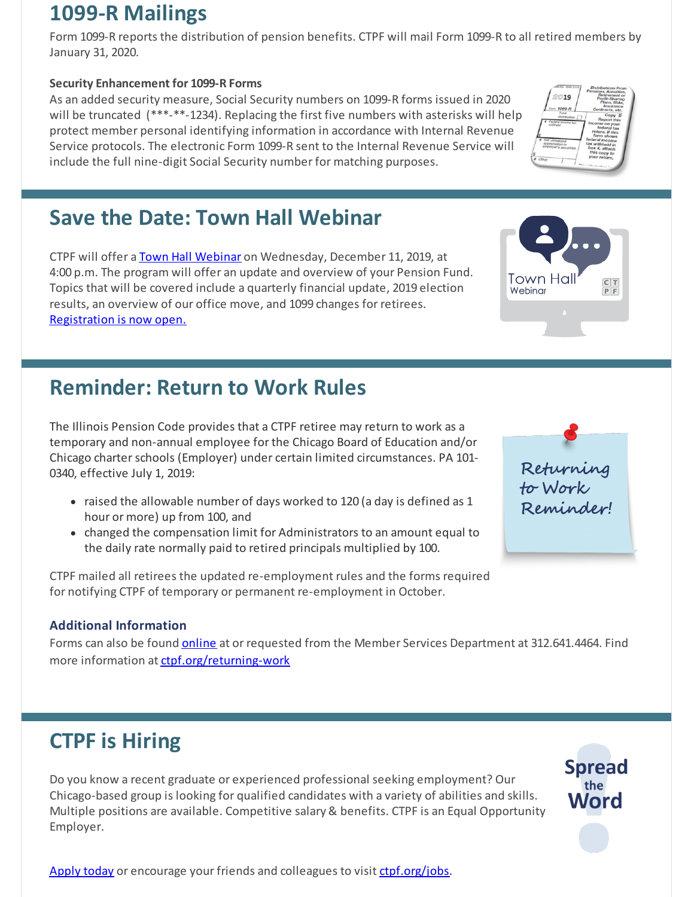## 1099-R Mailings

Form 1099-R reports the distribution of pension benefits. CTPF will mail Form 1099-R to all retired members by January 31, 2020.

**Security Enhancement for 1099-R Forms**

As an added security measure, Social Security numbers on 1099-R forms issued in 2020 will be truncated (***-**-1234). Replacing the first five numbers with asterisks will help protect member personal identifying information in accordance with Internal Revenue Service protocols. The electronic Form 1099-R sent to the Internal Revenue Service will include the full nine-digit Social Security number for matching purposes.

## Save the Date: Town Hall Webinar

CTPF will offer a Town Hall Webinar on Wednesday, December 11, 2019, at 4:00 p.m. The program will offer an update and overview of your Pension Fund. Topics that will be covered include a quarterly financial update, 2019 election results, an overview of our office move, and 1099 changes for retirees. Registration is now open.

## Reminder: Return to Work Rules

The Illinois Pension Code provides that a CTPF retiree may return to work as a temporary and non-annual employee for the Chicago Board of Education and/or Chicago charter schools (Employer) under certain limited circumstances. PA 101-0340, effective July 1, 2019:

- raised the allowable number of days worked to 120 (a day is defined as 1 hour or more) up from 100, and
- changed the compensation limit for Administrators to an amount equal to the daily rate normally paid to retired principals multiplied by 100.

CTPF mailed all retirees the updated re-employment rules and the forms required for notifying CTPF of temporary or permanent re-employment in October.

### Additional Information

Forms can also be found online at or requested from the Member Services Department at 312.641.4464. Find more information at ctpf.org/returning-work

## CTPF is Hiring

Do you know a recent graduate or experienced professional seeking employment? Our Chicago-based group is looking for qualified candidates with a variety of abilities and skills. Multiple positions are available. Competitive salary & benefits. CTPF is an Equal Opportunity Employer.

Apply today or encourage your friends and colleagues to visit ctpf.org/jobs.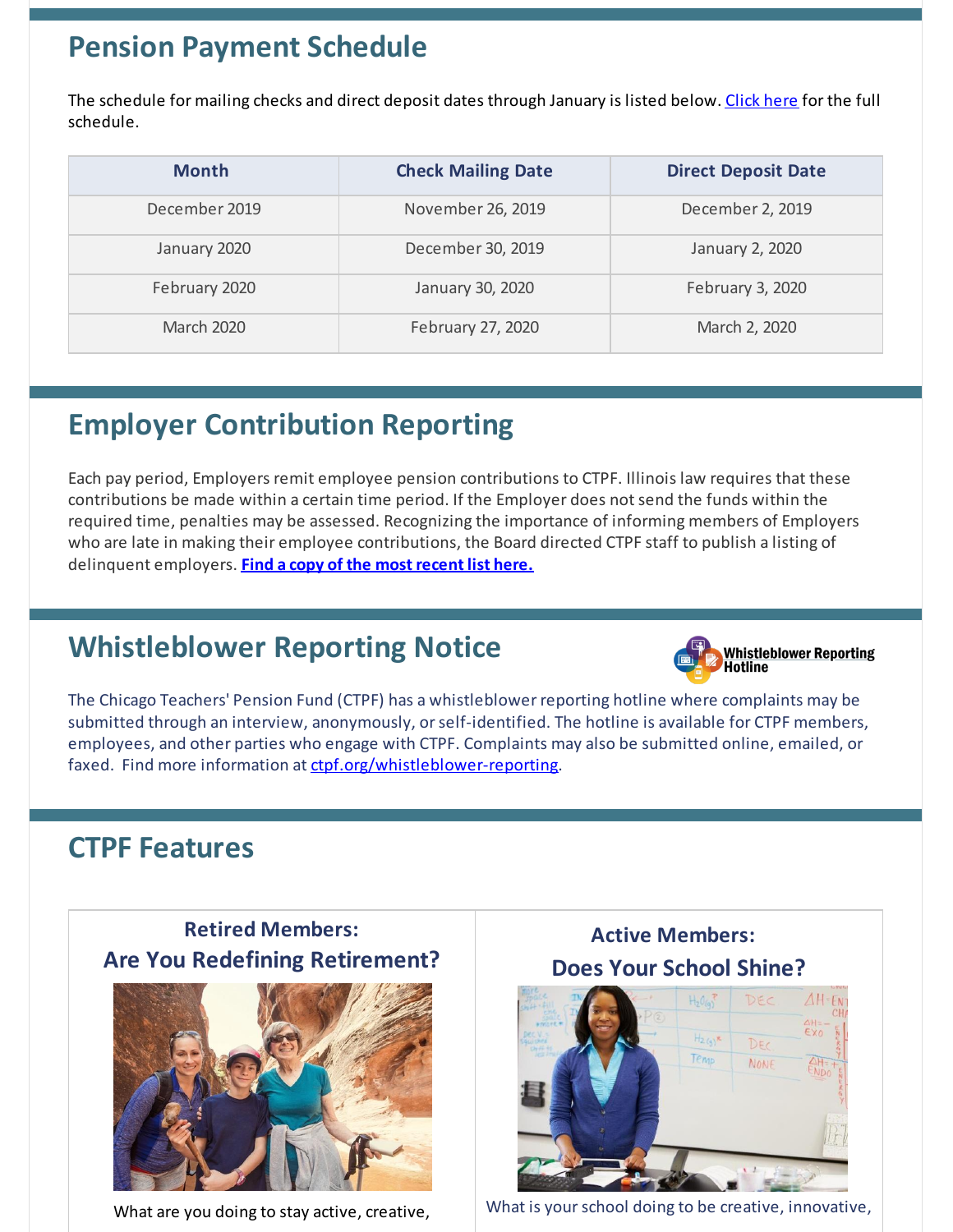## Pension Payment Schedule

The schedule for mailing checks and direct deposit dates through January is listed below. [Click here](#) for the full schedule.

| Month | Check Mailing Date | Direct Deposit Date |
|---|---|---|
| December 2019 | November 26, 2019 | December 2, 2019 |
| January 2020 | December 30, 2019 | January 2, 2020 |
| February 2020 | January 30, 2020 | February 3, 2020 |
| March 2020 | February 27, 2020 | March 2, 2020 |

## Employer Contribution Reporting

Each pay period, Employers remit employee pension contributions to CTPF. Illinois law requires that these contributions be made within a certain time period. If the Employer does not send the funds within the required time, penalties may be assessed. Recognizing the importance of informing members of Employers who are late in making their employee contributions, the Board directed CTPF staff to publish a listing of delinquent employers. **[Find a copy of the most recent list here.](#)**

## Whistleblower Reporting Notice

**Whistleblower Reporting Hotline**

The Chicago Teachers' Pension Fund (CTPF) has a whistleblower reporting hotline where complaints may be submitted through an interview, anonymously, or self-identified. The hotline is available for CTPF members, employees, and other parties who engage with CTPF. Complaints may also be submitted online, emailed, or faxed. Find more information at [ctpf.org/whistleblower-reporting](#).

## CTPF Features

### Retired Members: Are You Redefining Retirement?

What are you doing to stay active, creative,

### Active Members: Does Your School Shine?

What is your school doing to be creative, innovative,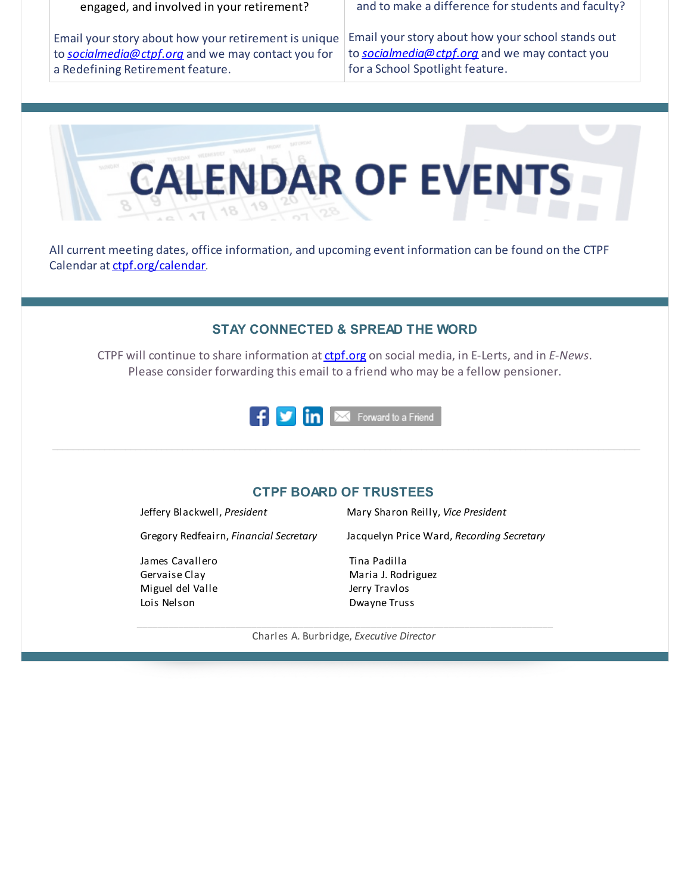| | |
|---|---|
| engaged, and involved in your retirement?<br><br>Email your story about how your retirement is unique to *socialmedia@ctpf.org* and we may contact you for a Redefining Retirement feature. | and to make a difference for students and faculty?<br><br>Email your story about how your school stands out to *socialmedia@ctpf.org* and we may contact you for a School Spotlight feature. |

# CALENDAR OF EVENTS

All current meeting dates, office information, and upcoming event information can be found on the CTPF Calendar at ctpf.org/calendar.

## STAY CONNECTED & SPREAD THE WORD

CTPF will continue to share information at ctpf.org on social media, in E-Lerts, and in *E-News*. Please consider forwarding this email to a friend who may be a fellow pensioner.

Forward to a Friend

## CTPF BOARD OF TRUSTEES

Jeffery Blackwell, *President*

Mary Sharon Reilly, *Vice President*

Gregory Redfeairn, *Financial Secretary*

Jacquelyn Price Ward, *Recording Secretary*

James Cavallero
Gervaise Clay
Miguel del Valle
Lois Nelson

Tina Padilla
Maria J. Rodriguez
Jerry Travlos
Dwayne Truss

Charles A. Burbridge, *Executive Director*